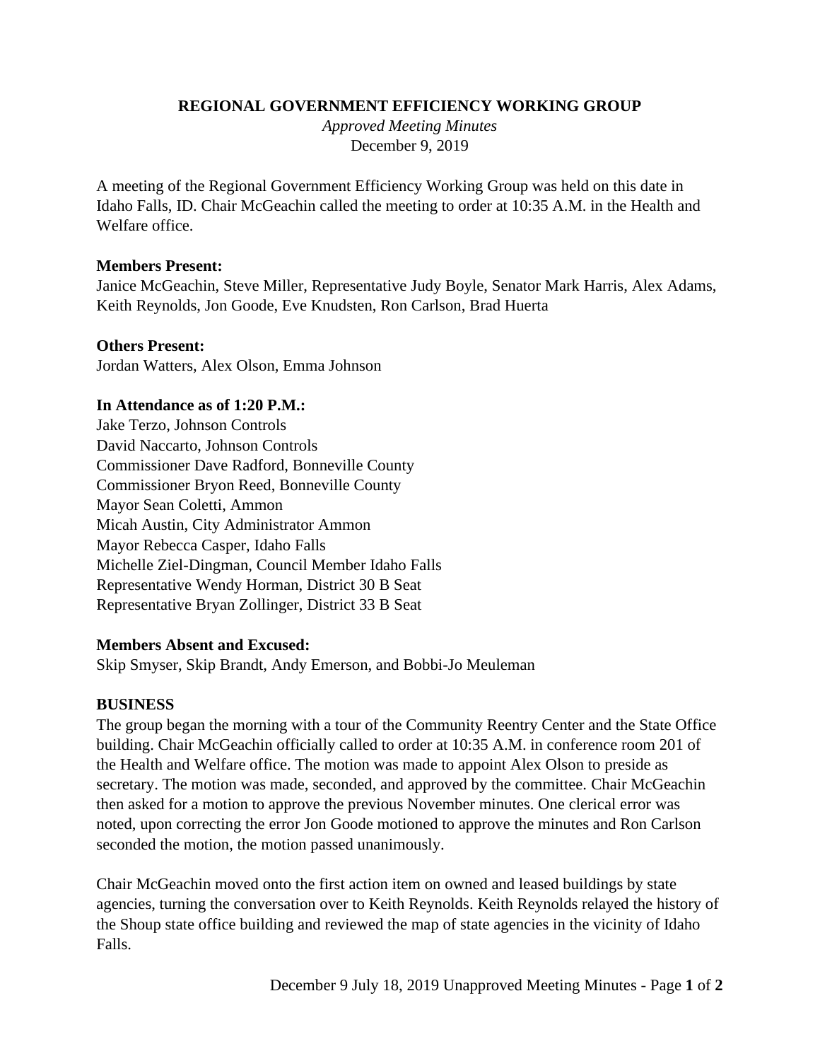**REGIONAL GOVERNMENT EFFICIENCY WORKING GROUP**

*Approved Meeting Minutes*

December 9, 2019

A meeting of the Regional Government Efficiency Working Group was held on this date in Idaho Falls, ID. Chair McGeachin called the meeting to order at 10:35 A.M. in the Health and Welfare office.

**Members Present:**
Janice McGeachin, Steve Miller, Representative Judy Boyle, Senator Mark Harris, Alex Adams, Keith Reynolds, Jon Goode, Eve Knudsten, Ron Carlson, Brad Huerta

**Others Present:**
Jordan Watters, Alex Olson, Emma Johnson

**In Attendance as of 1:20 P.M.:**
Jake Terzo, Johnson Controls
David Naccarto, Johnson Controls
Commissioner Dave Radford, Bonneville County
Commissioner Bryon Reed, Bonneville County
Mayor Sean Coletti, Ammon
Micah Austin, City Administrator Ammon
Mayor Rebecca Casper, Idaho Falls
Michelle Ziel-Dingman, Council Member Idaho Falls
Representative Wendy Horman, District 30 B Seat
Representative Bryan Zollinger, District 33 B Seat

**Members Absent and Excused:**
Skip Smyser, Skip Brandt, Andy Emerson, and Bobbi-Jo Meuleman

**BUSINESS**

The group began the morning with a tour of the Community Reentry Center and the State Office building. Chair McGeachin officially called to order at 10:35 A.M. in conference room 201 of the Health and Welfare office. The motion was made to appoint Alex Olson to preside as secretary. The motion was made, seconded, and approved by the committee. Chair McGeachin then asked for a motion to approve the previous November minutes. One clerical error was noted, upon correcting the error Jon Goode motioned to approve the minutes and Ron Carlson seconded the motion, the motion passed unanimously.

Chair McGeachin moved onto the first action item on owned and leased buildings by state agencies, turning the conversation over to Keith Reynolds. Keith Reynolds relayed the history of the Shoup state office building and reviewed the map of state agencies in the vicinity of Idaho Falls.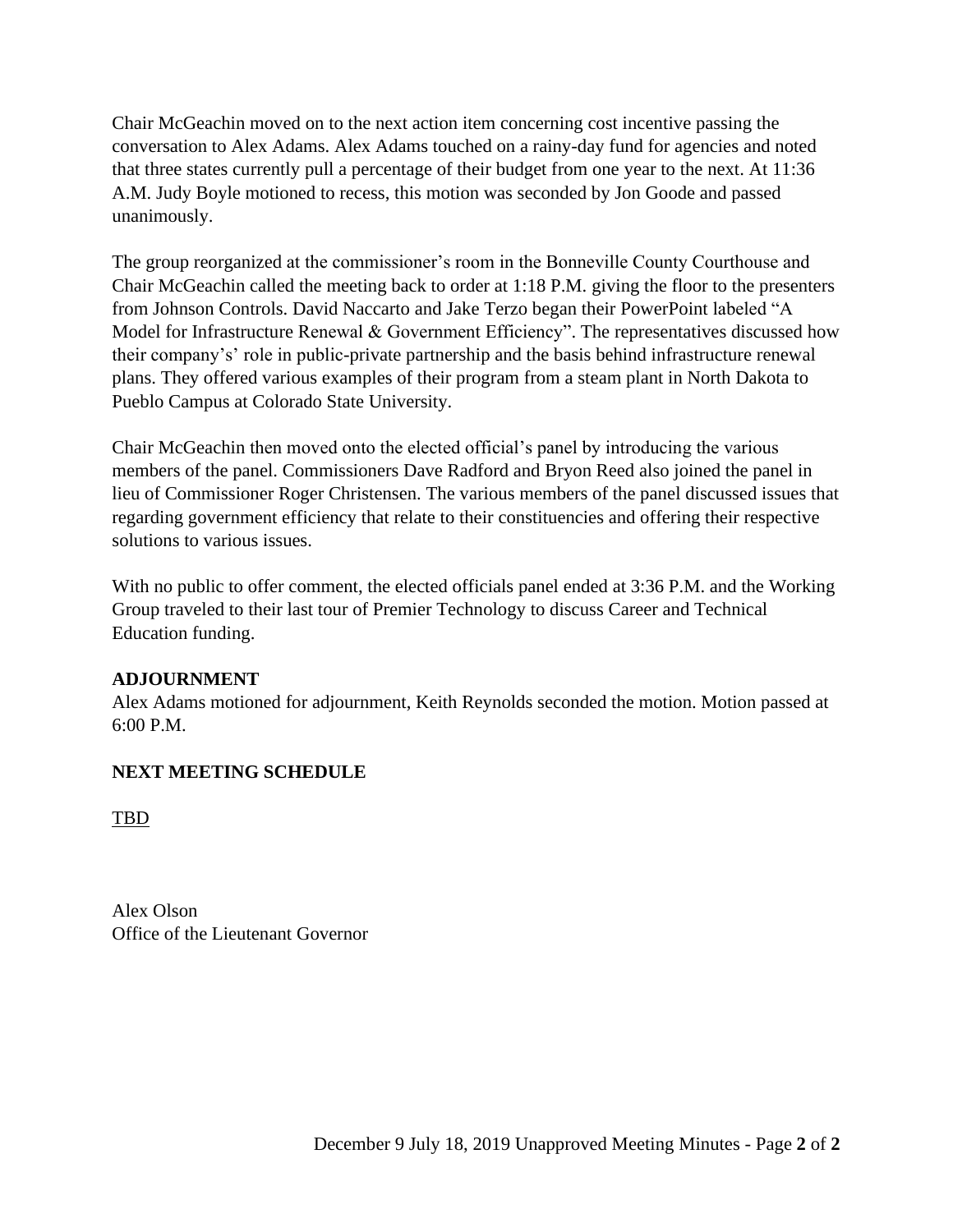Chair McGeachin moved on to the next action item concerning cost incentive passing the conversation to Alex Adams. Alex Adams touched on a rainy-day fund for agencies and noted that three states currently pull a percentage of their budget from one year to the next. At 11:36 A.M. Judy Boyle motioned to recess, this motion was seconded by Jon Goode and passed unanimously.

The group reorganized at the commissioner's room in the Bonneville County Courthouse and Chair McGeachin called the meeting back to order at 1:18 P.M. giving the floor to the presenters from Johnson Controls. David Naccarto and Jake Terzo began their PowerPoint labeled "A Model for Infrastructure Renewal & Government Efficiency". The representatives discussed how their company's' role in public-private partnership and the basis behind infrastructure renewal plans. They offered various examples of their program from a steam plant in North Dakota to Pueblo Campus at Colorado State University.

Chair McGeachin then moved onto the elected official's panel by introducing the various members of the panel. Commissioners Dave Radford and Bryon Reed also joined the panel in lieu of Commissioner Roger Christensen. The various members of the panel discussed issues that regarding government efficiency that relate to their constituencies and offering their respective solutions to various issues.

With no public to offer comment, the elected officials panel ended at 3:36 P.M. and the Working Group traveled to their last tour of Premier Technology to discuss Career and Technical Education funding.

**ADJOURNMENT**

Alex Adams motioned for adjournment, Keith Reynolds seconded the motion. Motion passed at 6:00 P.M.

**NEXT MEETING SCHEDULE**

TBD

Alex Olson
Office of the Lieutenant Governor